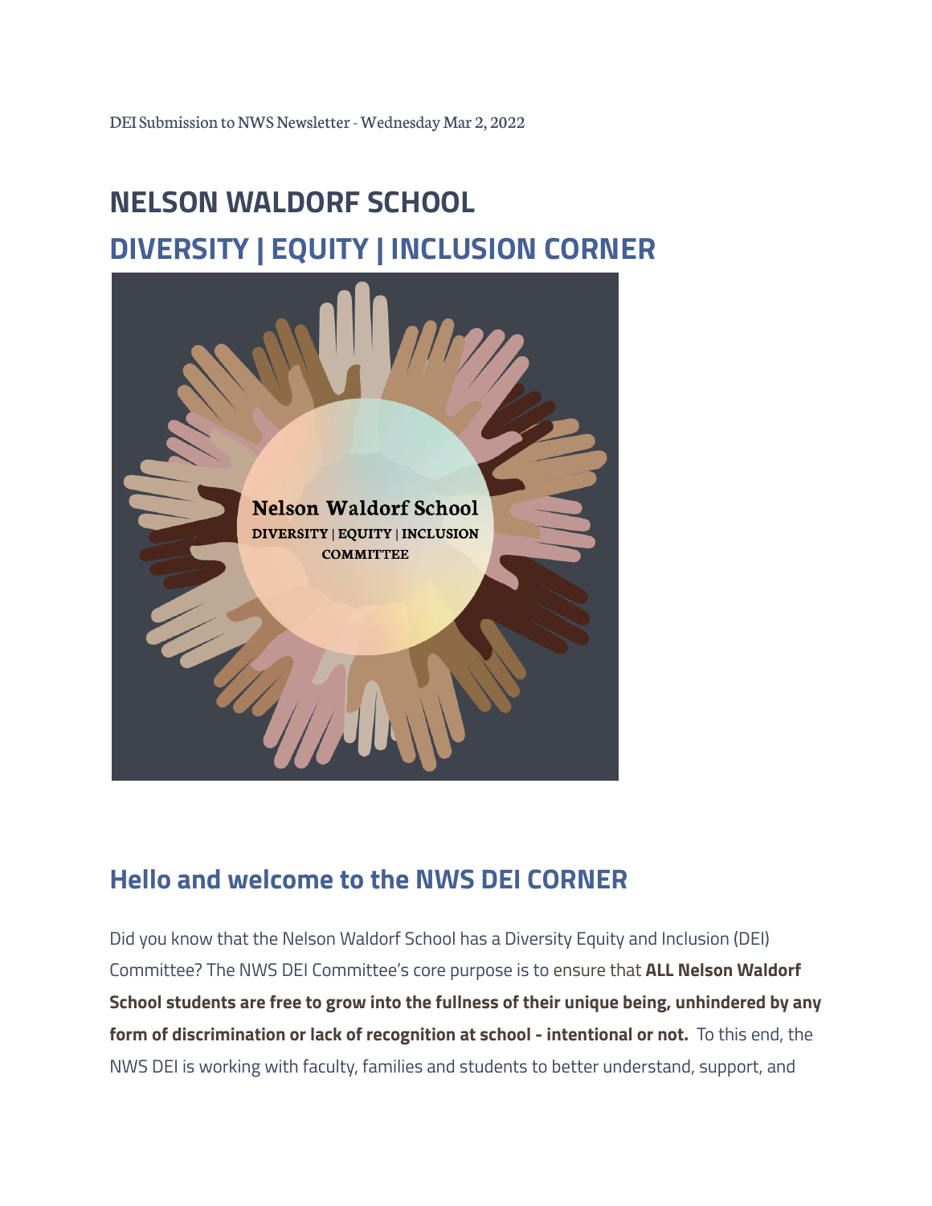DEI Submission to NWS Newsletter - Wednesday Mar 2, 2022

# NELSON WALDORF SCHOOL

## DIVERSITY | EQUITY | INCLUSION CORNER

## Hello and welcome to the NWS DEI CORNER

Did you know that the Nelson Waldorf School has a Diversity Equity and Inclusion (DEI) Committee? The NWS DEI Committee's core purpose is to ensure that **ALL Nelson Waldorf School students are free to grow into the fullness of their unique being, unhindered by any form of discrimination or lack of recognition at school - intentional or not.** To this end, the NWS DEI is working with faculty, families and students to better understand, support, and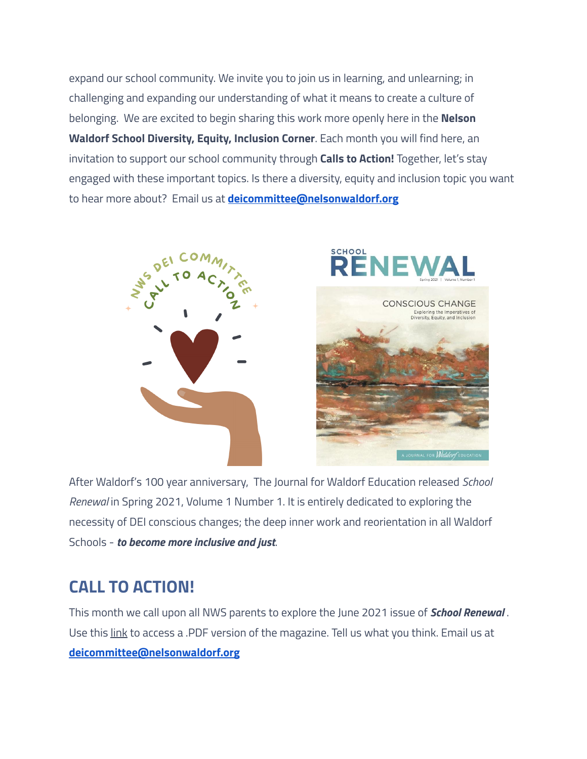expand our school community. We invite you to join us in learning, and unlearning; in challenging and expanding our understanding of what it means to create a culture of belonging.  We are excited to begin sharing this work more openly here in the **Nelson Waldorf School Diversity, Equity, Inclusion Corner**. Each month you will find here, an invitation to support our school community through **Calls to Action!** Together, let's stay engaged with these important topics. Is there a diversity, equity and inclusion topic you want to hear more about?  Email us at **deicommittee@nelsonwaldorf.org**

After Waldorf's 100 year anniversary,  The Journal for Waldorf Education released *School Renewal* in Spring 2021, Volume 1 Number 1. It is entirely dedicated to exploring the necessity of DEI conscious changes; the deep inner work and reorientation in all Waldorf Schools - ***to become more inclusive and just***.

## CALL TO ACTION!

This month we call upon all NWS parents to explore the June 2021 issue of ***School Renewal*** . Use this link to access a .PDF version of the magazine. Tell us what you think. Email us at **deicommittee@nelsonwaldorf.org**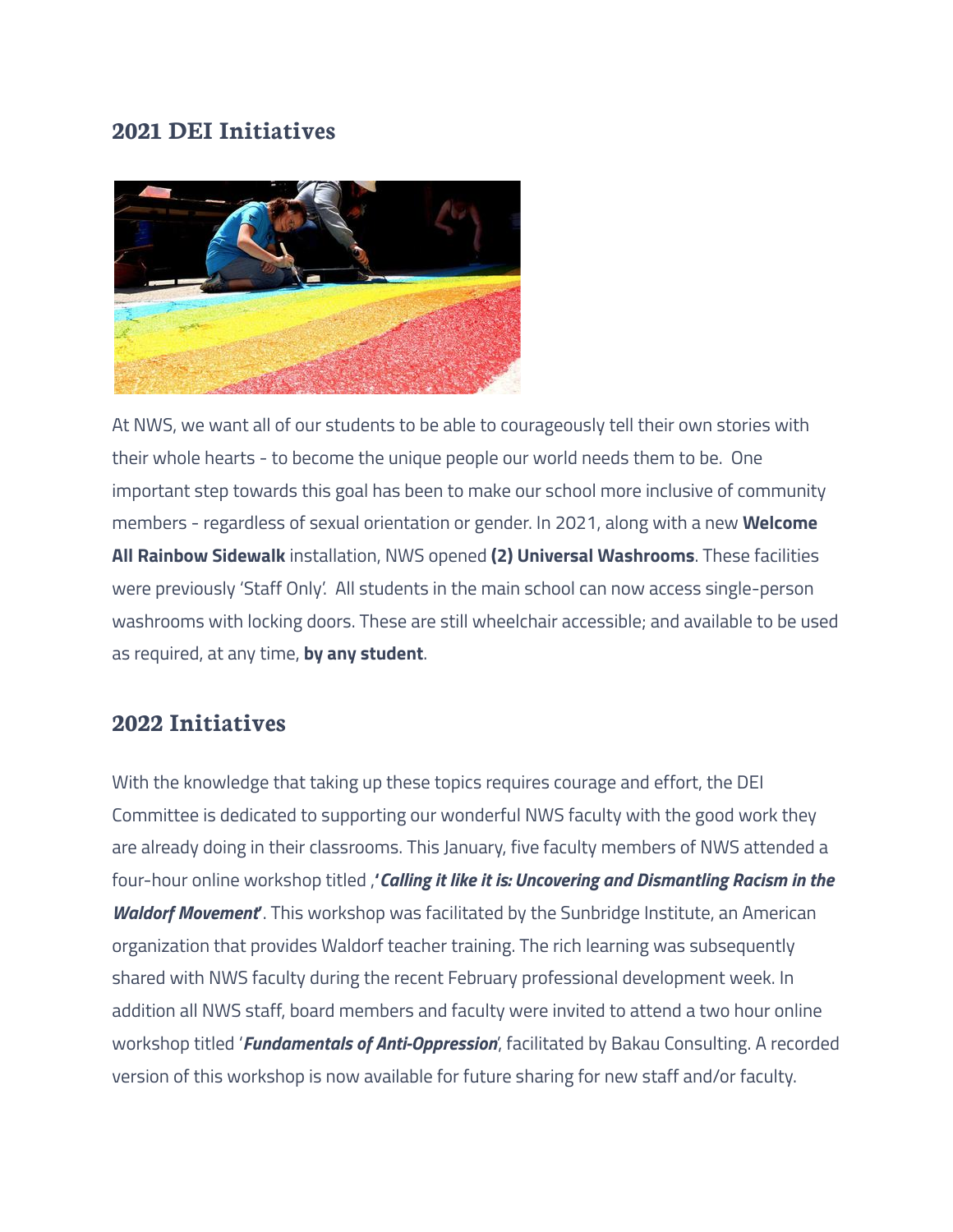## 2021 DEI Initiatives

At NWS, we want all of our students to be able to courageously tell their own stories with their whole hearts - to become the unique people our world needs them to be. One important step towards this goal has been to make our school more inclusive of community members - regardless of sexual orientation or gender. In 2021, along with a new **Welcome All Rainbow Sidewalk** installation, NWS opened **(2) Universal Washrooms**. These facilities were previously 'Staff Only'. All students in the main school can now access single-person washrooms with locking doors. These are still wheelchair accessible; and available to be used as required, at any time, **by any student**.

## 2022 Initiatives

With the knowledge that taking up these topics requires courage and effort, the DEI Committee is dedicated to supporting our wonderful NWS faculty with the good work they are already doing in their classrooms. This January, five faculty members of NWS attended a four-hour online workshop titled ,***'Calling it like it is: Uncovering and Dismantling Racism in the Waldorf Movement'***. This workshop was facilitated by the Sunbridge Institute, an American organization that provides Waldorf teacher training. The rich learning was subsequently shared with NWS faculty during the recent February professional development week. In addition all NWS staff, board members and faculty were invited to attend a two hour online workshop titled '***Fundamentals of Anti-Oppression***', facilitated by Bakau Consulting. A recorded version of this workshop is now available for future sharing for new staff and/or faculty.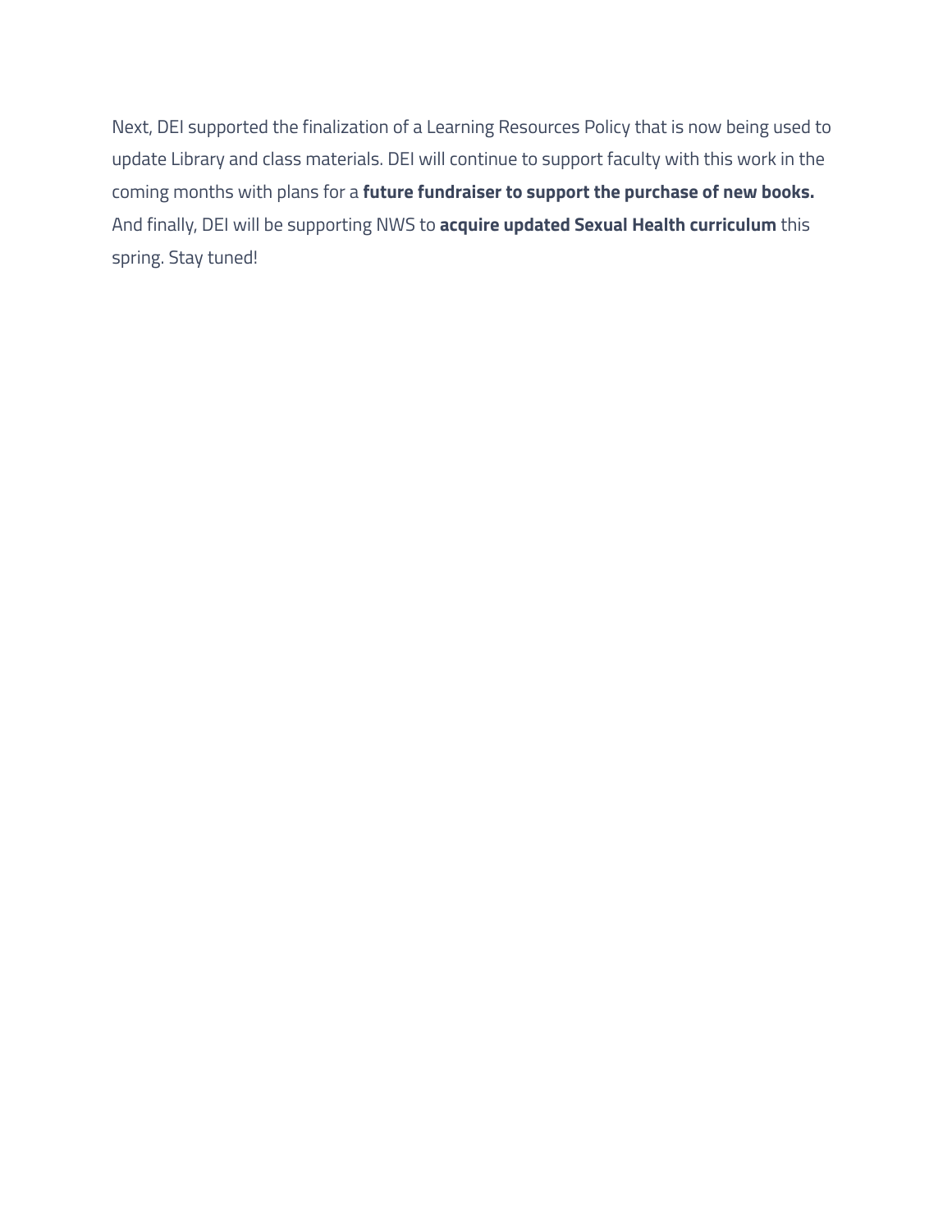Next, DEI supported the finalization of a Learning Resources Policy that is now being used to update Library and class materials. DEI will continue to support faculty with this work in the coming months with plans for a **future fundraiser to support the purchase of new books.** And finally, DEI will be supporting NWS to **acquire updated Sexual Health curriculum** this spring. Stay tuned!